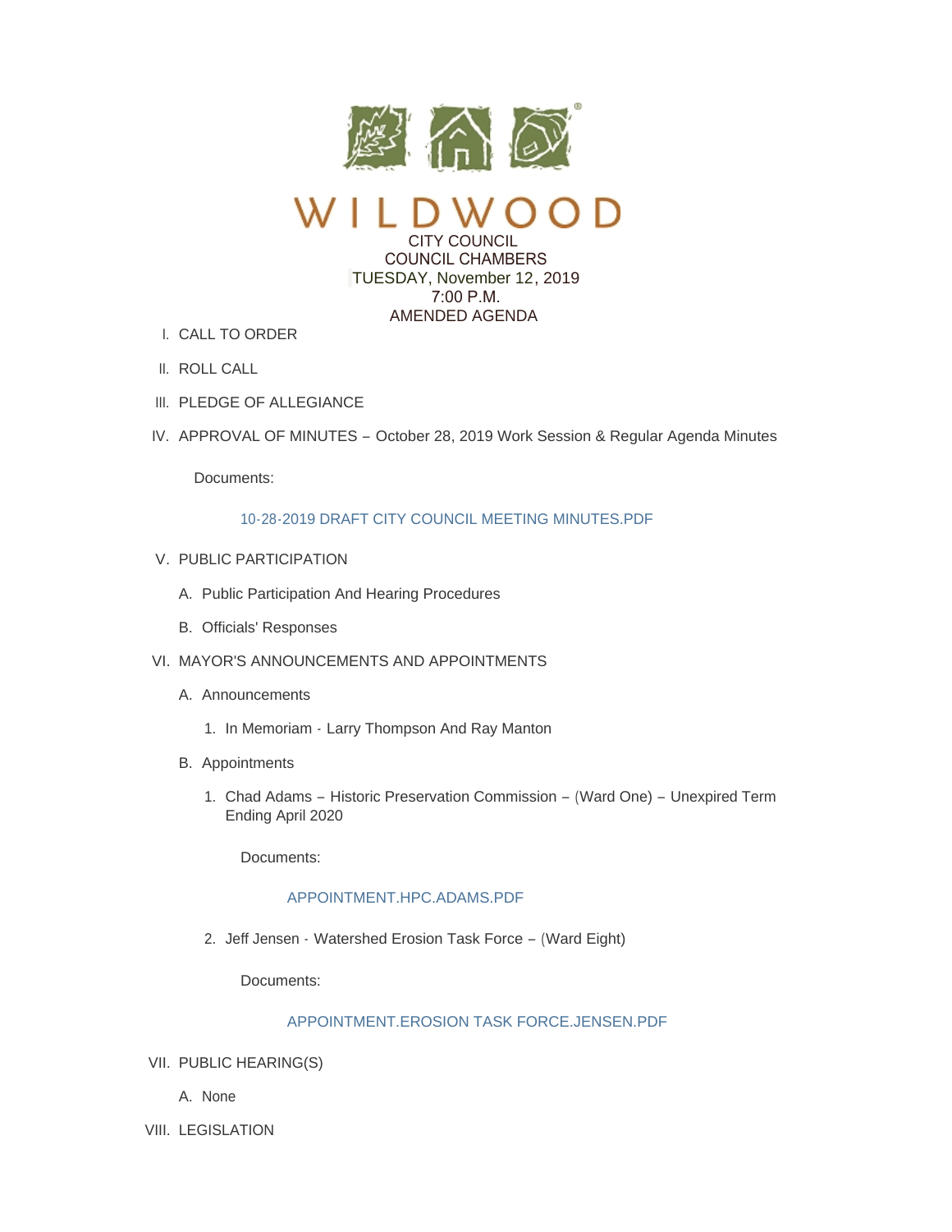# WILDWOOD

CITY COUNCIL
COUNCIL CHAMBERS
TUESDAY, November 12, 2019
7:00 P.M.
AMENDED AGENDA

I. CALL TO ORDER

II. ROLL CALL

III. PLEDGE OF ALLEGIANCE

IV. APPROVAL OF MINUTES – October 28, 2019 Work Session & Regular Agenda Minutes

Documents:

10-28-2019 DRAFT CITY COUNCIL MEETING MINUTES.PDF

V. PUBLIC PARTICIPATION

A. Public Participation And Hearing Procedures

B. Officials' Responses

VI. MAYOR'S ANNOUNCEMENTS AND APPOINTMENTS

A. Announcements

1. In Memoriam - Larry Thompson And Ray Manton

B. Appointments

1. Chad Adams – Historic Preservation Commission – (Ward One) – Unexpired Term Ending April 2020

Documents:

APPOINTMENT.HPC.ADAMS.PDF

2. Jeff Jensen - Watershed Erosion Task Force – (Ward Eight)

Documents:

APPOINTMENT.EROSION TASK FORCE.JENSEN.PDF

VII. PUBLIC HEARING(S)

A. None

VIII. LEGISLATION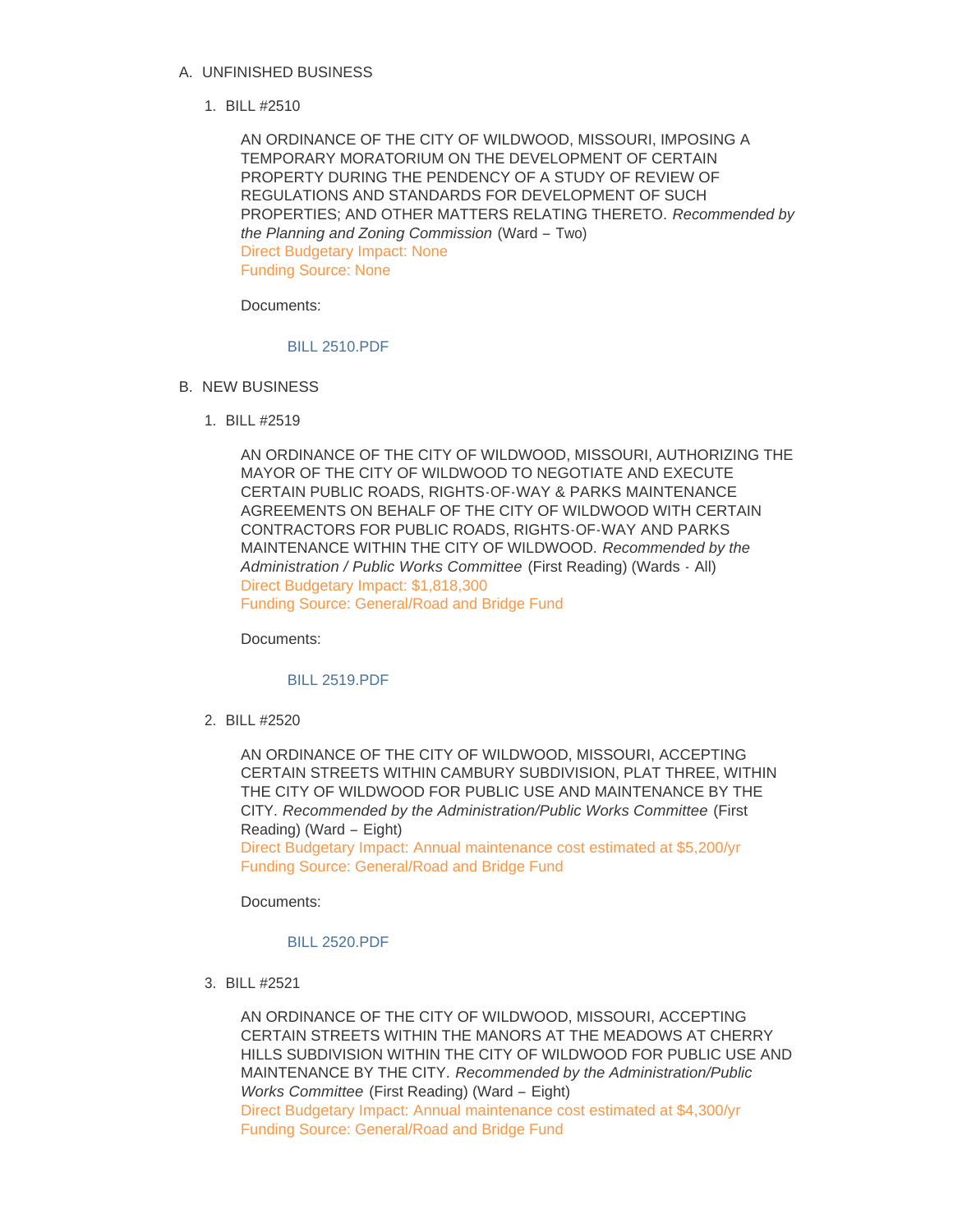A. UNFINISHED BUSINESS

1. BILL #2510

   AN ORDINANCE OF THE CITY OF WILDWOOD, MISSOURI, IMPOSING A TEMPORARY MORATORIUM ON THE DEVELOPMENT OF CERTAIN PROPERTY DURING THE PENDENCY OF A STUDY OF REVIEW OF REGULATIONS AND STANDARDS FOR DEVELOPMENT OF SUCH PROPERTIES; AND OTHER MATTERS RELATING THERETO. *Recommended by the Planning and Zoning Commission* (Ward – Two)
   Direct Budgetary Impact: None
   Funding Source: None

   Documents:

   BILL 2510.PDF

B. NEW BUSINESS

1. BILL #2519

   AN ORDINANCE OF THE CITY OF WILDWOOD, MISSOURI, AUTHORIZING THE MAYOR OF THE CITY OF WILDWOOD TO NEGOTIATE AND EXECUTE CERTAIN PUBLIC ROADS, RIGHTS-OF-WAY & PARKS MAINTENANCE AGREEMENTS ON BEHALF OF THE CITY OF WILDWOOD WITH CERTAIN CONTRACTORS FOR PUBLIC ROADS, RIGHTS-OF-WAY AND PARKS MAINTENANCE WITHIN THE CITY OF WILDWOOD. *Recommended by the Administration / Public Works Committee* (First Reading) (Wards - All)
   Direct Budgetary Impact: $1,818,300
   Funding Source: General/Road and Bridge Fund

   Documents:

   BILL 2519.PDF

2. BILL #2520

   AN ORDINANCE OF THE CITY OF WILDWOOD, MISSOURI, ACCEPTING CERTAIN STREETS WITHIN CAMBURY SUBDIVISION, PLAT THREE, WITHIN THE CITY OF WILDWOOD FOR PUBLIC USE AND MAINTENANCE BY THE CITY. *Recommended by the Administration/Public Works Committee* (First Reading) (Ward – Eight)
   Direct Budgetary Impact: Annual maintenance cost estimated at $5,200/yr
   Funding Source: General/Road and Bridge Fund

   Documents:

   BILL 2520.PDF

3. BILL #2521

   AN ORDINANCE OF THE CITY OF WILDWOOD, MISSOURI, ACCEPTING CERTAIN STREETS WITHIN THE MANORS AT THE MEADOWS AT CHERRY HILLS SUBDIVISION WITHIN THE CITY OF WILDWOOD FOR PUBLIC USE AND MAINTENANCE BY THE CITY. *Recommended by the Administration/Public Works Committee* (First Reading) (Ward – Eight)
   Direct Budgetary Impact: Annual maintenance cost estimated at $4,300/yr
   Funding Source: General/Road and Bridge Fund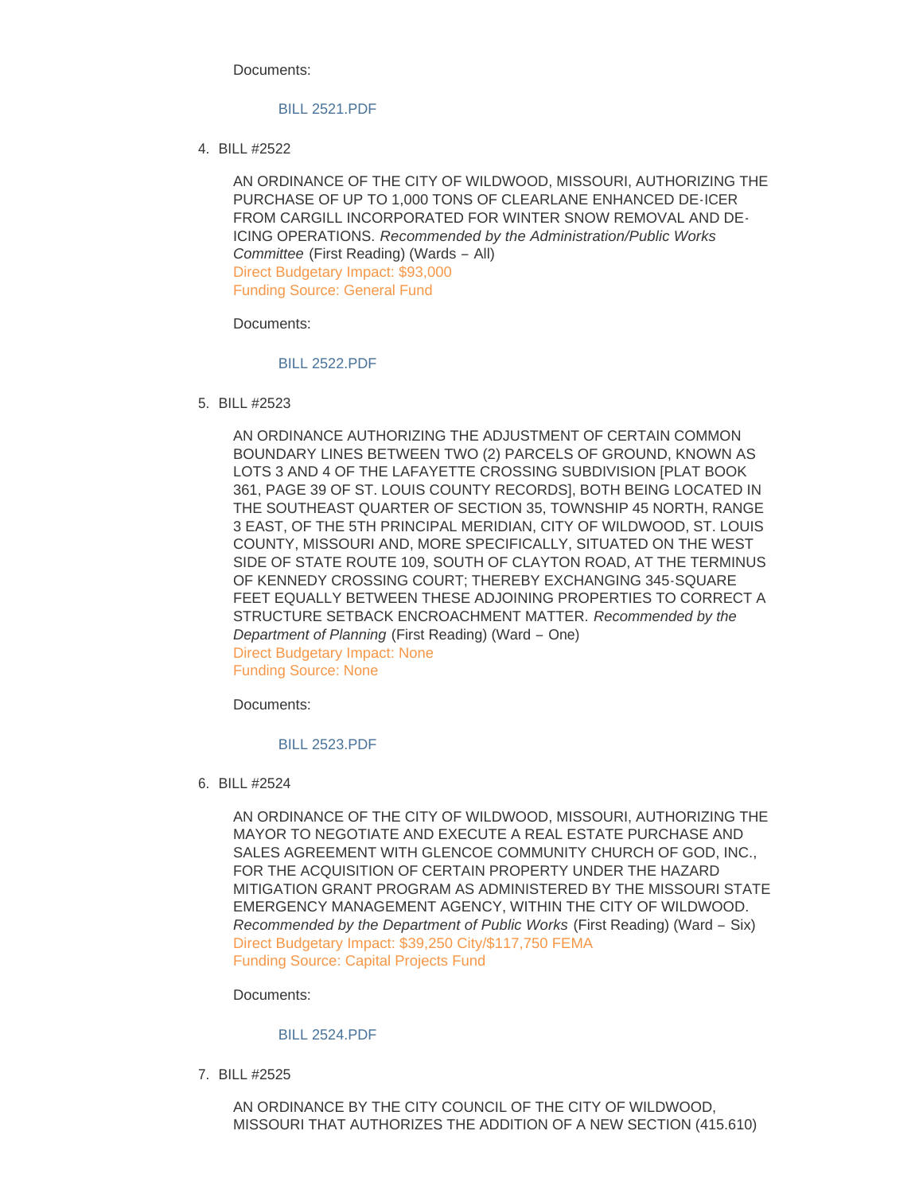Documents:

BILL 2521.PDF

4. BILL #2522

   AN ORDINANCE OF THE CITY OF WILDWOOD, MISSOURI, AUTHORIZING THE PURCHASE OF UP TO 1,000 TONS OF CLEARLANE ENHANCED DE-ICER FROM CARGILL INCORPORATED FOR WINTER SNOW REMOVAL AND DE-ICING OPERATIONS. *Recommended by the Administration/Public Works Committee* (First Reading) (Wards – All)
   Direct Budgetary Impact: $93,000
   Funding Source: General Fund

   Documents:

   BILL 2522.PDF

5. BILL #2523

   AN ORDINANCE AUTHORIZING THE ADJUSTMENT OF CERTAIN COMMON BOUNDARY LINES BETWEEN TWO (2) PARCELS OF GROUND, KNOWN AS LOTS 3 AND 4 OF THE LAFAYETTE CROSSING SUBDIVISION [PLAT BOOK 361, PAGE 39 OF ST. LOUIS COUNTY RECORDS], BOTH BEING LOCATED IN THE SOUTHEAST QUARTER OF SECTION 35, TOWNSHIP 45 NORTH, RANGE 3 EAST, OF THE 5TH PRINCIPAL MERIDIAN, CITY OF WILDWOOD, ST. LOUIS COUNTY, MISSOURI AND, MORE SPECIFICALLY, SITUATED ON THE WEST SIDE OF STATE ROUTE 109, SOUTH OF CLAYTON ROAD, AT THE TERMINUS OF KENNEDY CROSSING COURT; THEREBY EXCHANGING 345-SQUARE FEET EQUALLY BETWEEN THESE ADJOINING PROPERTIES TO CORRECT A STRUCTURE SETBACK ENCROACHMENT MATTER. *Recommended by the Department of Planning* (First Reading) (Ward – One)
   Direct Budgetary Impact: None
   Funding Source: None

   Documents:

   BILL 2523.PDF

6. BILL #2524

   AN ORDINANCE OF THE CITY OF WILDWOOD, MISSOURI, AUTHORIZING THE MAYOR TO NEGOTIATE AND EXECUTE A REAL ESTATE PURCHASE AND SALES AGREEMENT WITH GLENCOE COMMUNITY CHURCH OF GOD, INC., FOR THE ACQUISITION OF CERTAIN PROPERTY UNDER THE HAZARD MITIGATION GRANT PROGRAM AS ADMINISTERED BY THE MISSOURI STATE EMERGENCY MANAGEMENT AGENCY, WITHIN THE CITY OF WILDWOOD. *Recommended by the Department of Public Works* (First Reading) (Ward – Six)
   Direct Budgetary Impact: $39,250 City/$117,750 FEMA
   Funding Source: Capital Projects Fund

   Documents:

   BILL 2524.PDF

7. BILL #2525

   AN ORDINANCE BY THE CITY COUNCIL OF THE CITY OF WILDWOOD, MISSOURI THAT AUTHORIZES THE ADDITION OF A NEW SECTION (415.610)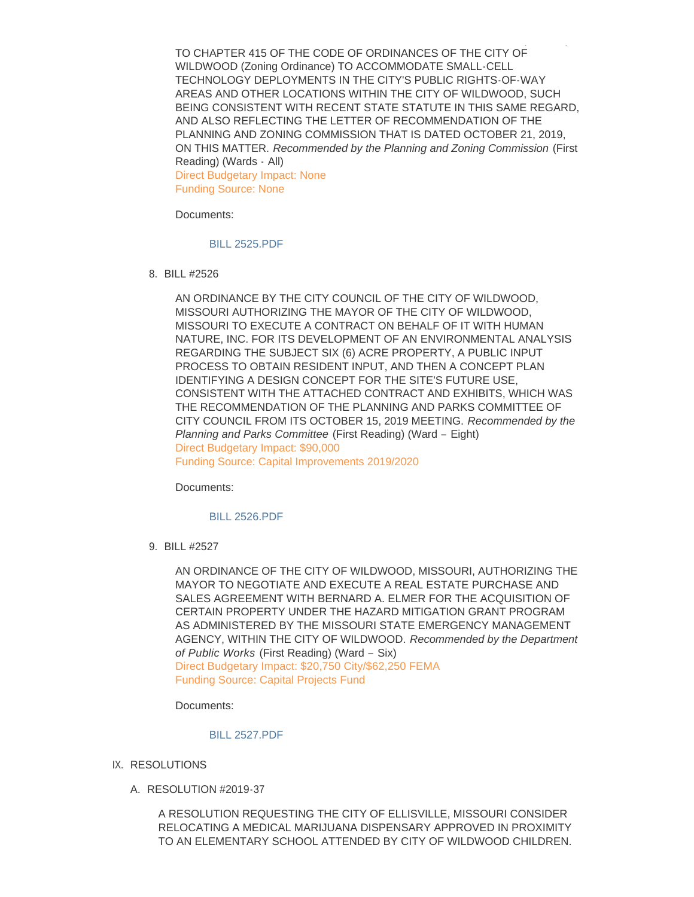TO CHAPTER 415 OF THE CODE OF ORDINANCES OF THE CITY OF WILDWOOD (Zoning Ordinance) TO ACCOMMODATE SMALL-CELL TECHNOLOGY DEPLOYMENTS IN THE CITY'S PUBLIC RIGHTS-OF-WAY AREAS AND OTHER LOCATIONS WITHIN THE CITY OF WILDWOOD, SUCH BEING CONSISTENT WITH RECENT STATE STATUTE IN THIS SAME REGARD, AND ALSO REFLECTING THE LETTER OF RECOMMENDATION OF THE PLANNING AND ZONING COMMISSION THAT IS DATED OCTOBER 21, 2019, ON THIS MATTER. *Recommended by the Planning and Zoning Commission* (First Reading) (Wards - All)
Direct Budgetary Impact: None
Funding Source: None

Documents:

BILL 2525.PDF

8. BILL #2526

   AN ORDINANCE BY THE CITY COUNCIL OF THE CITY OF WILDWOOD, MISSOURI AUTHORIZING THE MAYOR OF THE CITY OF WILDWOOD, MISSOURI TO EXECUTE A CONTRACT ON BEHALF OF IT WITH HUMAN NATURE, INC. FOR ITS DEVELOPMENT OF AN ENVIRONMENTAL ANALYSIS REGARDING THE SUBJECT SIX (6) ACRE PROPERTY, A PUBLIC INPUT PROCESS TO OBTAIN RESIDENT INPUT, AND THEN A CONCEPT PLAN IDENTIFYING A DESIGN CONCEPT FOR THE SITE'S FUTURE USE, CONSISTENT WITH THE ATTACHED CONTRACT AND EXHIBITS, WHICH WAS THE RECOMMENDATION OF THE PLANNING AND PARKS COMMITTEE OF CITY COUNCIL FROM ITS OCTOBER 15, 2019 MEETING. *Recommended by the Planning and Parks Committee* (First Reading) (Ward – Eight)
   Direct Budgetary Impact: $90,000
   Funding Source: Capital Improvements 2019/2020

   Documents:

   BILL 2526.PDF

9. BILL #2527

   AN ORDINANCE OF THE CITY OF WILDWOOD, MISSOURI, AUTHORIZING THE MAYOR TO NEGOTIATE AND EXECUTE A REAL ESTATE PURCHASE AND SALES AGREEMENT WITH BERNARD A. ELMER FOR THE ACQUISITION OF CERTAIN PROPERTY UNDER THE HAZARD MITIGATION GRANT PROGRAM AS ADMINISTERED BY THE MISSOURI STATE EMERGENCY MANAGEMENT AGENCY, WITHIN THE CITY OF WILDWOOD. *Recommended by the Department of Public Works* (First Reading) (Ward – Six)
   Direct Budgetary Impact: $20,750 City/$62,250 FEMA
   Funding Source: Capital Projects Fund

   Documents:

   BILL 2527.PDF

## IX. RESOLUTIONS

### A. RESOLUTION #2019-37

A RESOLUTION REQUESTING THE CITY OF ELLISVILLE, MISSOURI CONSIDER RELOCATING A MEDICAL MARIJUANA DISPENSARY APPROVED IN PROXIMITY TO AN ELEMENTARY SCHOOL ATTENDED BY CITY OF WILDWOOD CHILDREN.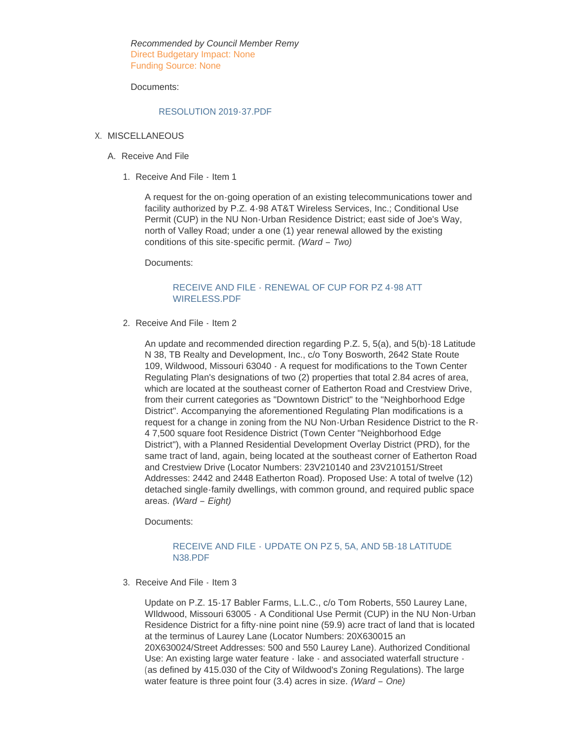*Recommended by Council Member Remy*
Direct Budgetary Impact: None
Funding Source: None

Documents:

RESOLUTION 2019-37.PDF

X. MISCELLANEOUS

A. Receive And File

1. Receive And File - Item 1

A request for the on-going operation of an existing telecommunications tower and facility authorized by P.Z. 4-98 AT&T Wireless Services, Inc.; Conditional Use Permit (CUP) in the NU Non-Urban Residence District; east side of Joe's Way, north of Valley Road; under a one (1) year renewal allowed by the existing conditions of this site-specific permit. *(Ward – Two)*

Documents:

RECEIVE AND FILE - RENEWAL OF CUP FOR PZ 4-98 ATT WIRELESS.PDF

2. Receive And File - Item 2

An update and recommended direction regarding P.Z. 5, 5(a), and 5(b)-18 Latitude N 38, TB Realty and Development, Inc., c/o Tony Bosworth, 2642 State Route 109, Wildwood, Missouri 63040 - A request for modifications to the Town Center Regulating Plan's designations of two (2) properties that total 2.84 acres of area, which are located at the southeast corner of Eatherton Road and Crestview Drive, from their current categories as "Downtown District" to the "Neighborhood Edge District". Accompanying the aforementioned Regulating Plan modifications is a request for a change in zoning from the NU Non-Urban Residence District to the R-4 7,500 square foot Residence District (Town Center "Neighborhood Edge District"), with a Planned Residential Development Overlay District (PRD), for the same tract of land, again, being located at the southeast corner of Eatherton Road and Crestview Drive (Locator Numbers: 23V210140 and 23V210151/Street Addresses: 2442 and 2448 Eatherton Road). Proposed Use: A total of twelve (12) detached single-family dwellings, with common ground, and required public space areas. *(Ward – Eight)*

Documents:

RECEIVE AND FILE - UPDATE ON PZ 5, 5A, AND 5B-18 LATITUDE N38.PDF

3. Receive And File - Item 3

Update on P.Z. 15-17 Babler Farms, L.L.C., c/o Tom Roberts, 550 Laurey Lane, WIldwood, Missouri 63005 - A Conditional Use Permit (CUP) in the NU Non-Urban Residence District for a fifty-nine point nine (59.9) acre tract of land that is located at the terminus of Laurey Lane (Locator Numbers: 20X630015 an 20X630024/Street Addresses: 500 and 550 Laurey Lane). Authorized Conditional Use: An existing large water feature - lake - and associated waterfall structure - (as defined by 415.030 of the City of Wildwood's Zoning Regulations). The large water feature is three point four (3.4) acres in size. *(Ward – One)*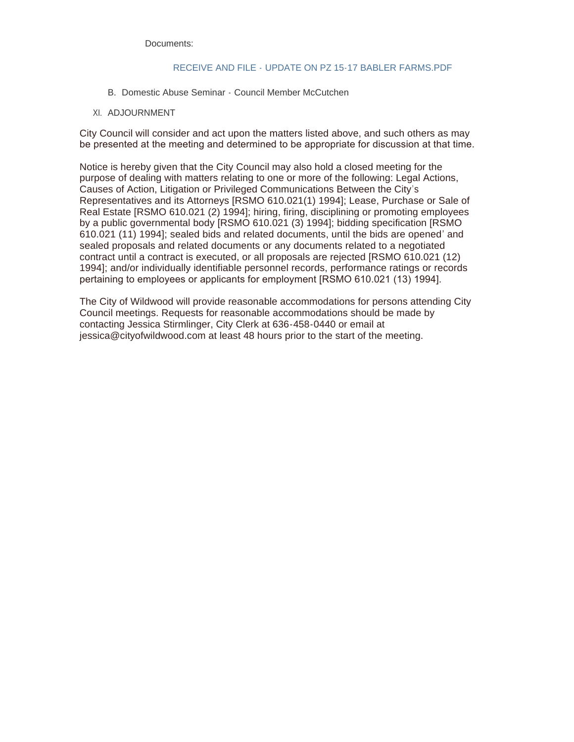Documents:

RECEIVE AND FILE - UPDATE ON PZ 15-17 BABLER FARMS.PDF

B. Domestic Abuse Seminar - Council Member McCutchen

XI. ADJOURNMENT

City Council will consider and act upon the matters listed above, and such others as may be presented at the meeting and determined to be appropriate for discussion at that time.

Notice is hereby given that the City Council may also hold a closed meeting for the purpose of dealing with matters relating to one or more of the following: Legal Actions, Causes of Action, Litigation or Privileged Communications Between the City's Representatives and its Attorneys [RSMO 610.021(1) 1994]; Lease, Purchase or Sale of Real Estate [RSMO 610.021 (2) 1994]; hiring, firing, disciplining or promoting employees by a public governmental body [RSMO 610.021 (3) 1994]; bidding specification [RSMO 610.021 (11) 1994]; sealed bids and related documents, until the bids are opened' and sealed proposals and related documents or any documents related to a negotiated contract until a contract is executed, or all proposals are rejected [RSMO 610.021 (12) 1994]; and/or individually identifiable personnel records, performance ratings or records pertaining to employees or applicants for employment [RSMO 610.021 (13) 1994].

The City of Wildwood will provide reasonable accommodations for persons attending City Council meetings. Requests for reasonable accommodations should be made by contacting Jessica Stirmlinger, City Clerk at 636-458-0440 or email at jessica@cityofwildwood.com at least 48 hours prior to the start of the meeting.